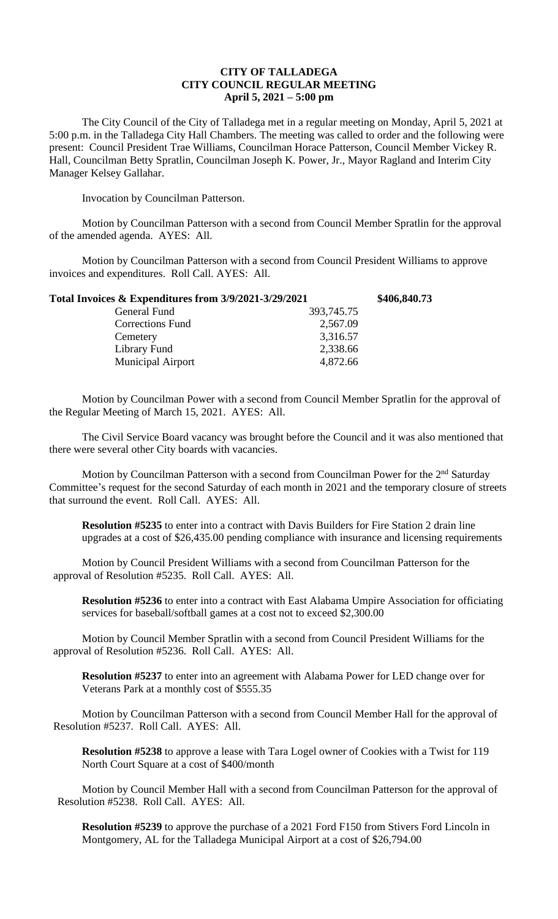# CITY OF TALLADEGA
## CITY COUNCIL REGULAR MEETING
### April 5, 2021 – 5:00 pm

The City Council of the City of Talladega met in a regular meeting on Monday, April 5, 2021 at 5:00 p.m. in the Talladega City Hall Chambers. The meeting was called to order and the following were present: Council President Trae Williams, Councilman Horace Patterson, Council Member Vickey R. Hall, Councilman Betty Spratlin, Councilman Joseph K. Power, Jr., Mayor Ragland and Interim City Manager Kelsey Gallahar.

Invocation by Councilman Patterson.

Motion by Councilman Patterson with a second from Council Member Spratlin for the approval of the amended agenda. AYES: All.

Motion by Councilman Patterson with a second from Council President Williams to approve invoices and expenditures. Roll Call. AYES: All.

**Total Invoices & Expenditures from 3/9/2021-3/29/2021 $406,840.73**

| | |
|---|---|
| General Fund | 393,745.75 |
| Corrections Fund | 2,567.09 |
| Cemetery | 3,316.57 |
| Library Fund | 2,338.66 |
| Municipal Airport | 4,872.66 |

Motion by Councilman Power with a second from Council Member Spratlin for the approval of the Regular Meeting of March 15, 2021. AYES: All.

The Civil Service Board vacancy was brought before the Council and it was also mentioned that there were several other City boards with vacancies.

Motion by Councilman Patterson with a second from Councilman Power for the 2nd Saturday Committee's request for the second Saturday of each month in 2021 and the temporary closure of streets that surround the event. Roll Call. AYES: All.

**Resolution #5235** to enter into a contract with Davis Builders for Fire Station 2 drain line upgrades at a cost of $26,435.00 pending compliance with insurance and licensing requirements

Motion by Council President Williams with a second from Councilman Patterson for the approval of Resolution #5235. Roll Call. AYES: All.

**Resolution #5236** to enter into a contract with East Alabama Umpire Association for officiating services for baseball/softball games at a cost not to exceed $2,300.00

Motion by Council Member Spratlin with a second from Council President Williams for the approval of Resolution #5236. Roll Call. AYES: All.

**Resolution #5237** to enter into an agreement with Alabama Power for LED change over for Veterans Park at a monthly cost of $555.35

Motion by Councilman Patterson with a second from Council Member Hall for the approval of Resolution #5237. Roll Call. AYES: All.

**Resolution #5238** to approve a lease with Tara Logel owner of Cookies with a Twist for 119 North Court Square at a cost of $400/month

Motion by Council Member Hall with a second from Councilman Patterson for the approval of Resolution #5238. Roll Call. AYES: All.

**Resolution #5239** to approve the purchase of a 2021 Ford F150 from Stivers Ford Lincoln in Montgomery, AL for the Talladega Municipal Airport at a cost of $26,794.00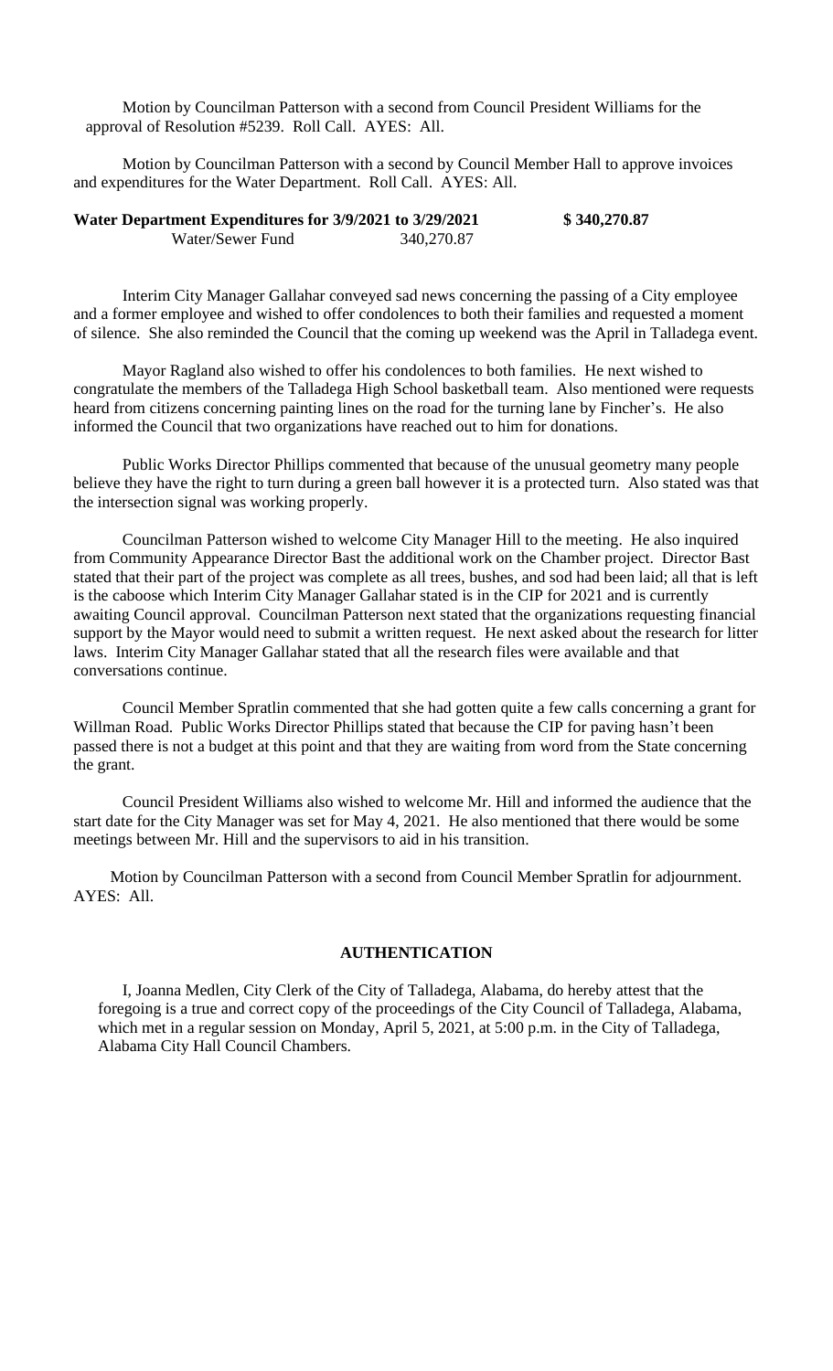Motion by Councilman Patterson with a second from Council President Williams for the approval of Resolution #5239. Roll Call. AYES: All.

Motion by Councilman Patterson with a second by Council Member Hall to approve invoices and expenditures for the Water Department. Roll Call. AYES: All.

| | | |
|---|---|---|
| **Water Department Expenditures for 3/9/2021 to 3/29/2021** | | **$ 340,270.87** |
| Water/Sewer Fund | 340,270.87 | |

Interim City Manager Gallahar conveyed sad news concerning the passing of a City employee and a former employee and wished to offer condolences to both their families and requested a moment of silence. She also reminded the Council that the coming up weekend was the April in Talladega event.

Mayor Ragland also wished to offer his condolences to both families. He next wished to congratulate the members of the Talladega High School basketball team. Also mentioned were requests heard from citizens concerning painting lines on the road for the turning lane by Fincher's. He also informed the Council that two organizations have reached out to him for donations.

Public Works Director Phillips commented that because of the unusual geometry many people believe they have the right to turn during a green ball however it is a protected turn. Also stated was that the intersection signal was working properly.

Councilman Patterson wished to welcome City Manager Hill to the meeting. He also inquired from Community Appearance Director Bast the additional work on the Chamber project. Director Bast stated that their part of the project was complete as all trees, bushes, and sod had been laid; all that is left is the caboose which Interim City Manager Gallahar stated is in the CIP for 2021 and is currently awaiting Council approval. Councilman Patterson next stated that the organizations requesting financial support by the Mayor would need to submit a written request. He next asked about the research for litter laws. Interim City Manager Gallahar stated that all the research files were available and that conversations continue.

Council Member Spratlin commented that she had gotten quite a few calls concerning a grant for Willman Road. Public Works Director Phillips stated that because the CIP for paving hasn't been passed there is not a budget at this point and that they are waiting from word from the State concerning the grant.

Council President Williams also wished to welcome Mr. Hill and informed the audience that the start date for the City Manager was set for May 4, 2021. He also mentioned that there would be some meetings between Mr. Hill and the supervisors to aid in his transition.

Motion by Councilman Patterson with a second from Council Member Spratlin for adjournment. AYES: All.

## AUTHENTICATION

I, Joanna Medlen, City Clerk of the City of Talladega, Alabama, do hereby attest that the foregoing is a true and correct copy of the proceedings of the City Council of Talladega, Alabama, which met in a regular session on Monday, April 5, 2021, at 5:00 p.m. in the City of Talladega, Alabama City Hall Council Chambers.